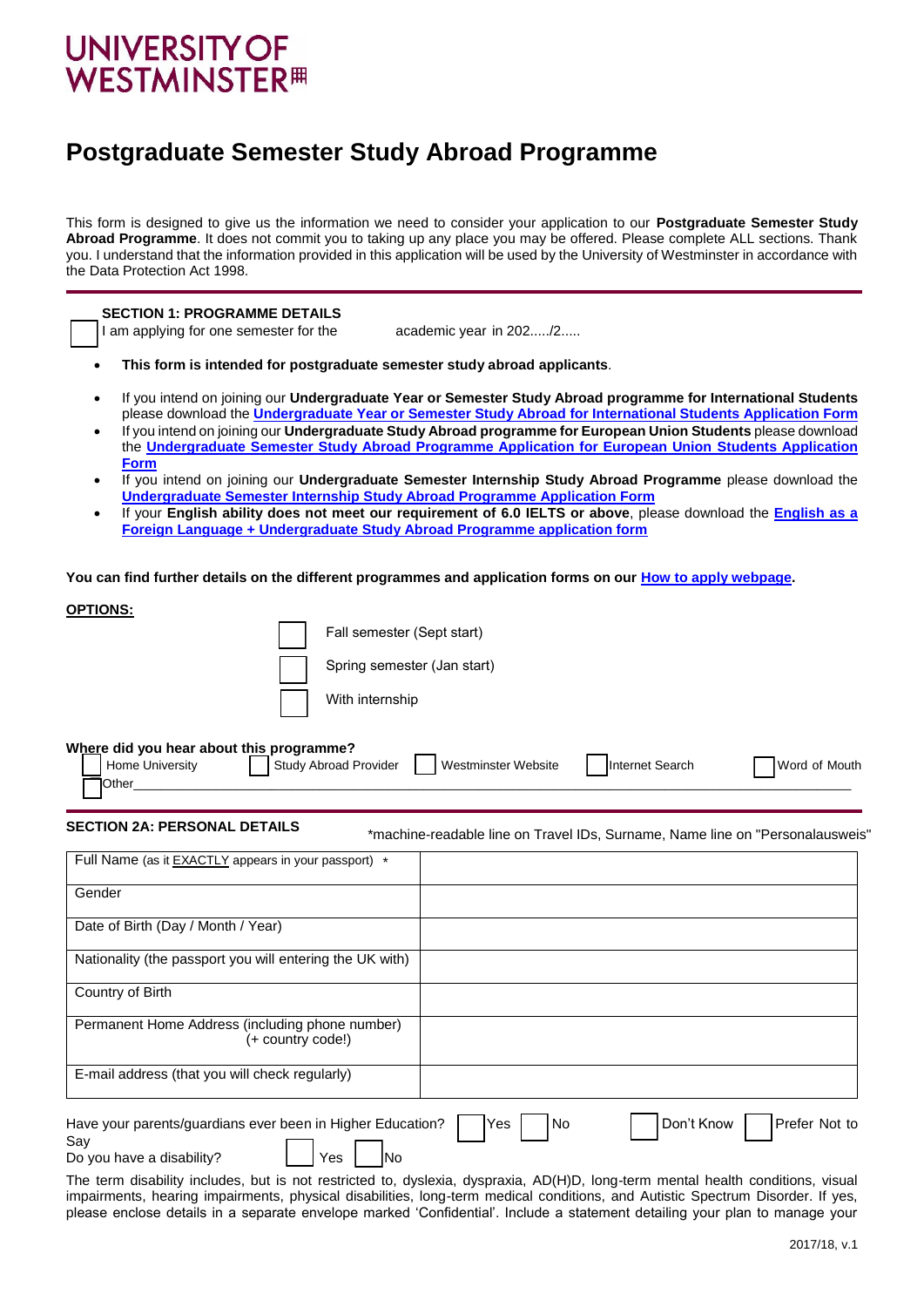UNIVERSITY OF WESTMINSTER

# Postgraduate Semester Study Abroad Programme

This form is designed to give us the information we need to consider your application to our **Postgraduate Semester Study Abroad Programme**. It does not commit you to taking up any place you may be offered. Please complete ALL sections. Thank you. I understand that the information provided in this application will be used by the University of Westminster in accordance with the Data Protection Act 1998.

**SECTION 1: PROGRAMME DETAILS**

☐ I am applying for one semester for the academic year in 202...../2.....

- **This form is intended for postgraduate semester study abroad applicants**.
- If you intend on joining our **Undergraduate Year or Semester Study Abroad programme for International Students** please download the **Undergraduate Year or Semester Study Abroad for International Students Application Form**
- If you intend on joining our **Undergraduate Study Abroad programme for European Union Students** please download the **Undergraduate Semester Study Abroad Programme Application for European Union Students Application Form**
- If you intend on joining our **Undergraduate Semester Internship Study Abroad Programme** please download the **Undergraduate Semester Internship Study Abroad Programme Application Form**
- If your **English ability does not meet our requirement of 6.0 IELTS or above**, please download the **English as a Foreign Language + Undergraduate Study Abroad Programme application form**

**You can find further details on the different programmes and application forms on our How to apply webpage.**

**OPTIONS:**

☐ Fall semester (Sept start)

☐ Spring semester (Jan start)

☐ With internship

**Where did you hear about this programme?**

☐ Home University ☐ Study Abroad Provider ☐ Westminster Website ☐ Internet Search ☐ Word of Mouth

☐ Other\_\_\_\_\_\_\_\_\_\_\_\_\_\_\_\_\_\_\_\_\_\_\_\_\_\_\_\_\_\_\_\_\_\_\_\_\_\_\_\_

**SECTION 2A: PERSONAL DETAILS** *machine-readable line on Travel IDs, Surname, Name line on "Personalausweis"

| | |
|---|---|
| Full Name (as it EXACTLY appears in your passport) * | |
| Gender | |
| Date of Birth (Day / Month / Year) | |
| Nationality (the passport you will entering the UK with) | |
| Country of Birth | |
| Permanent Home Address (including phone number) (+ country code!) | |
| E-mail address (that you will check regularly) | |

Have your parents/guardians ever been in Higher Education? ☐ Yes ☐ No ☐ Don't Know ☐ Prefer Not to Say

Do you have a disability? ☐ Yes ☐ No

The term disability includes, but is not restricted to, dyslexia, dyspraxia, AD(H)D, long-term mental health conditions, visual impairments, hearing impairments, physical disabilities, long-term medical conditions, and Autistic Spectrum Disorder. If yes, please enclose details in a separate envelope marked 'Confidential'. Include a statement detailing your plan to manage your

2017/18, v.1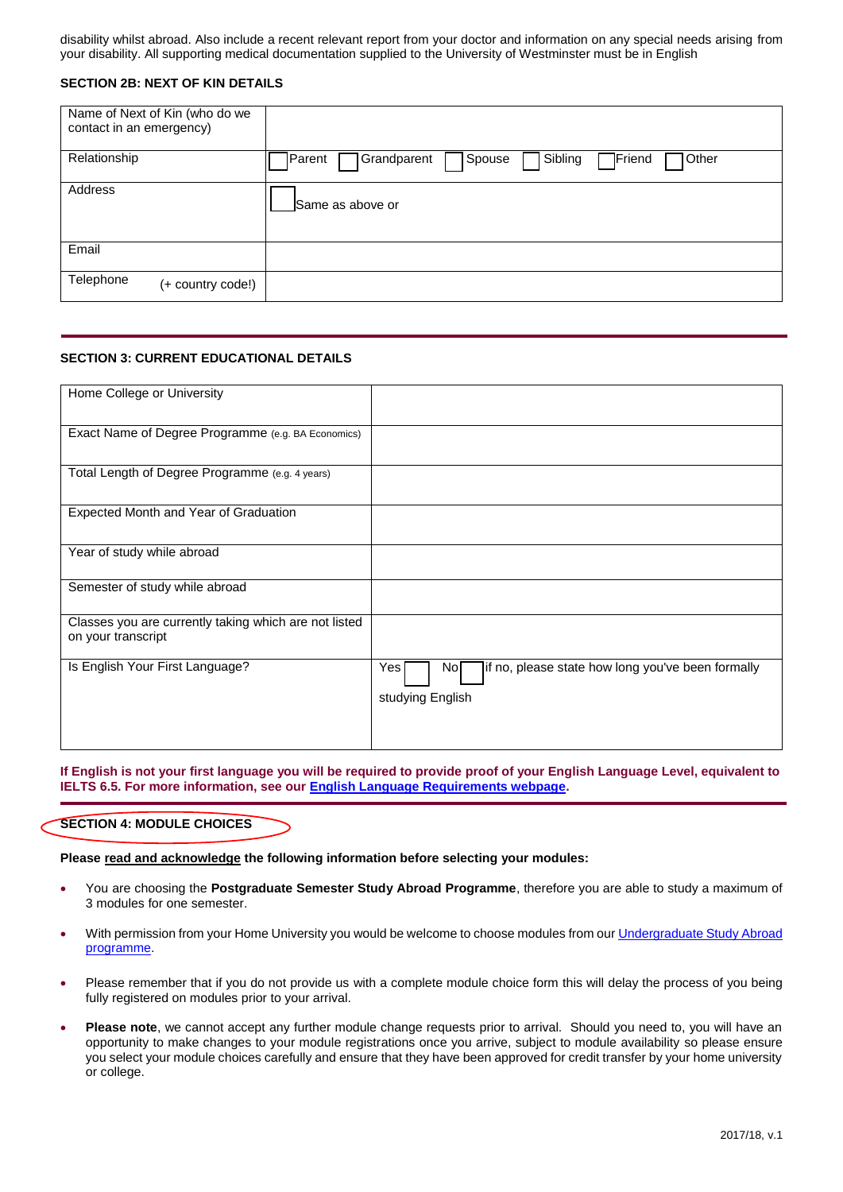disability whilst abroad. Also include a recent relevant report from your doctor and information on any special needs arising from your disability. All supporting medical documentation supplied to the University of Westminster must be in English

**SECTION 2B: NEXT OF KIN DETAILS**

| | |
|---|---|
| Name of Next of Kin (who do we contact in an emergency) | |
| Relationship | ☐ Parent ☐ Grandparent ☐ Spouse ☐ Sibling ☐ Friend ☐ Other |
| Address | ☐ Same as above or |
| Email | |
| Telephone (+ country code!) | |

**SECTION 3: CURRENT EDUCATIONAL DETAILS**

| | |
|---|---|
| Home College or University | |
| Exact Name of Degree Programme (e.g. BA Economics) | |
| Total Length of Degree Programme (e.g. 4 years) | |
| Expected Month and Year of Graduation | |
| Year of study while abroad | |
| Semester of study while abroad | |
| Classes you are currently taking which are not listed on your transcript | |
| Is English Your First Language? | Yes ☐ No ☐ if no, please state how long you've been formally studying English |

**If English is not your first language you will be required to provide proof of your English Language Level, equivalent to IELTS 6.5. For more information, see our English Language Requirements webpage.**

**SECTION 4: MODULE CHOICES**

**Please read and acknowledge the following information before selecting your modules:**

- You are choosing the **Postgraduate Semester Study Abroad Programme**, therefore you are able to study a maximum of 3 modules for one semester.
- With permission from your Home University you would be welcome to choose modules from our Undergraduate Study Abroad programme.
- Please remember that if you do not provide us with a complete module choice form this will delay the process of you being fully registered on modules prior to your arrival.
- **Please note**, we cannot accept any further module change requests prior to arrival. Should you need to, you will have an opportunity to make changes to your module registrations once you arrive, subject to module availability so please ensure you select your module choices carefully and ensure that they have been approved for credit transfer by your home university or college.

2017/18, v.1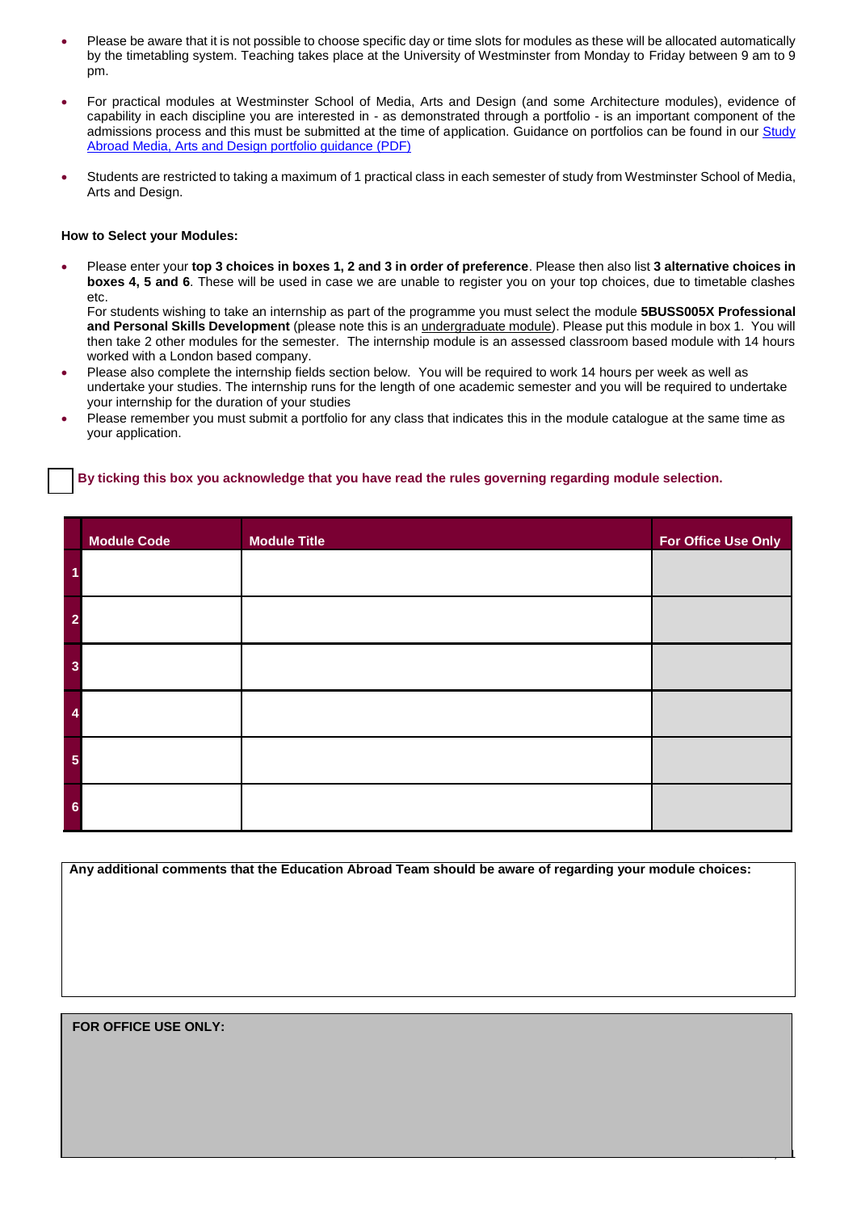- Please be aware that it is not possible to choose specific day or time slots for modules as these will be allocated automatically by the timetabling system. Teaching takes place at the University of Westminster from Monday to Friday between 9 am to 9 pm.

- For practical modules at Westminster School of Media, Arts and Design (and some Architecture modules), evidence of capability in each discipline you are interested in - as demonstrated through a portfolio - is an important component of the admissions process and this must be submitted at the time of application. Guidance on portfolios can be found in our Study Abroad Media, Arts and Design portfolio guidance (PDF)

- Students are restricted to taking a maximum of 1 practical class in each semester of study from Westminster School of Media, Arts and Design.

**How to Select your Modules:**

- Please enter your **top 3 choices in boxes 1, 2 and 3 in order of preference**. Please then also list **3 alternative choices in boxes 4, 5 and 6**. These will be used in case we are unable to register you on your top choices, due to timetable clashes etc.
  For students wishing to take an internship as part of the programme you must select the module **5BUSS005X Professional and Personal Skills Development** (please note this is an undergraduate module). Please put this module in box 1. You will then take 2 other modules for the semester. The internship module is an assessed classroom based module with 14 hours worked with a London based company.
- Please also complete the internship fields section below. You will be required to work 14 hours per week as well as undertake your studies. The internship runs for the length of one academic semester and you will be required to undertake your internship for the duration of your studies
- Please remember you must submit a portfolio for any class that indicates this in the module catalogue at the same time as your application.

☐ **By ticking this box you acknowledge that you have read the rules governing regarding module selection.**

| | Module Code | Module Title | For Office Use Only |
|---|---|---|---|
| 1 | | | |
| 2 | | | |
| 3 | | | |
| 4 | | | |
| 5 | | | |
| 6 | | | |

**Any additional comments that the Education Abroad Team should be aware of regarding your module choices:**

**FOR OFFICE USE ONLY:**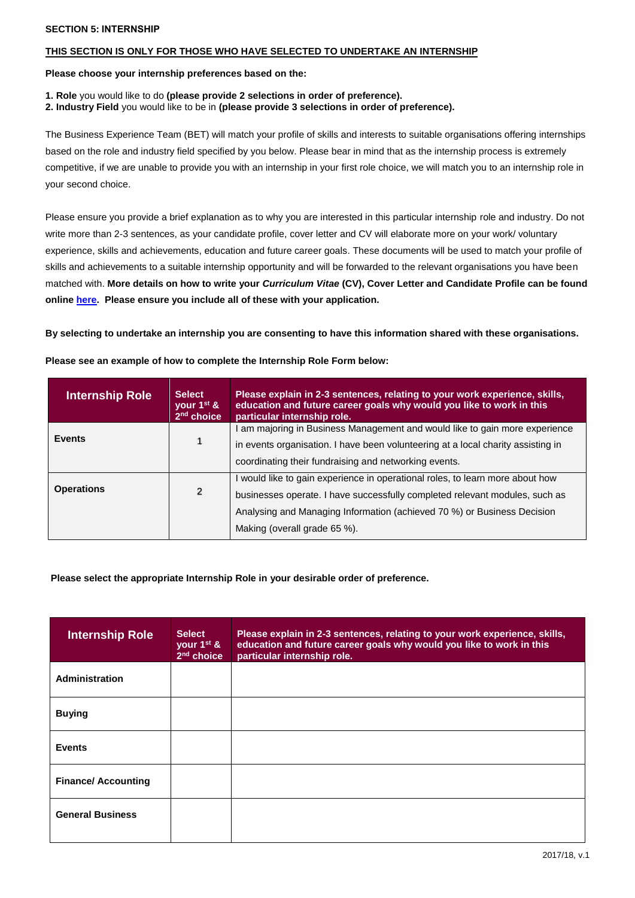**SECTION 5: INTERNSHIP**

**THIS SECTION IS ONLY FOR THOSE WHO HAVE SELECTED TO UNDERTAKE AN INTERNSHIP**

**Please choose your internship preferences based on the:**

**1. Role** you would like to do **(please provide 2 selections in order of preference).**
**2. Industry Field** you would like to be in **(please provide 3 selections in order of preference).**

The Business Experience Team (BET) will match your profile of skills and interests to suitable organisations offering internships based on the role and industry field specified by you below. Please bear in mind that as the internship process is extremely competitive, if we are unable to provide you with an internship in your first role choice, we will match you to an internship role in your second choice.

Please ensure you provide a brief explanation as to why you are interested in this particular internship role and industry. Do not write more than 2-3 sentences, as your candidate profile, cover letter and CV will elaborate more on your work/ voluntary experience, skills and achievements, education and future career goals. These documents will be used to match your profile of skills and achievements to a suitable internship opportunity and will be forwarded to the relevant organisations you have been matched with. **More details on how to write your *Curriculum Vitae* (CV), Cover Letter and Candidate Profile can be found online here. Please ensure you include all of these with your application.**

**By selecting to undertake an internship you are consenting to have this information shared with these organisations.**

**Please see an example of how to complete the Internship Role Form below:**

| Internship Role | Select your 1st & 2nd choice | Please explain in 2-3 sentences, relating to your work experience, skills, education and future career goals why would you like to work in this particular internship role. |
|---|---|---|
| **Events** | 1 | I am majoring in Business Management and would like to gain more experience in events organisation. I have been volunteering at a local charity assisting in coordinating their fundraising and networking events. |
| **Operations** | 2 | I would like to gain experience in operational roles, to learn more about how businesses operate. I have successfully completed relevant modules, such as Analysing and Managing Information (achieved 70 %) or Business Decision Making (overall grade 65 %). |

**Please select the appropriate Internship Role in your desirable order of preference.**

| Internship Role | Select your 1st & 2nd choice | Please explain in 2-3 sentences, relating to your work experience, skills, education and future career goals why would you like to work in this particular internship role. |
|---|---|---|
| **Administration** | | |
| **Buying** | | |
| **Events** | | |
| **Finance/ Accounting** | | |
| **General Business** | | |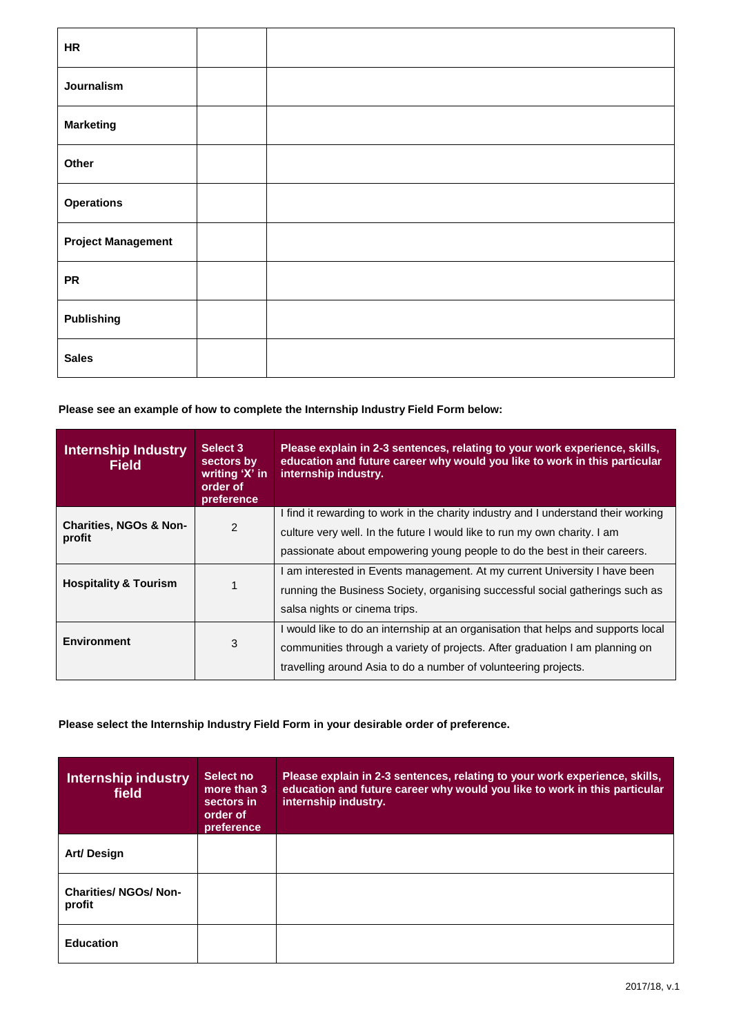| | | |
|---|---|---|
| **HR** | | |
| **Journalism** | | |
| **Marketing** | | |
| **Other** | | |
| **Operations** | | |
| **Project Management** | | |
| **PR** | | |
| **Publishing** | | |
| **Sales** | | |

**Please see an example of how to complete the Internship Industry Field Form below:**

| Internship Industry Field | Select 3 sectors by writing 'X' in order of preference | Please explain in 2-3 sentences, relating to your work experience, skills, education and future career why would you like to work in this particular internship industry. |
|---|---|---|
| **Charities, NGOs & Non-profit** | 2 | I find it rewarding to work in the charity industry and I understand their working culture very well. In the future I would like to run my own charity. I am passionate about empowering young people to do the best in their careers. |
| **Hospitality & Tourism** | 1 | I am interested in Events management. At my current University I have been running the Business Society, organising successful social gatherings such as salsa nights or cinema trips. |
| **Environment** | 3 | I would like to do an internship at an organisation that helps and supports local communities through a variety of projects. After graduation I am planning on travelling around Asia to do a number of volunteering projects. |

**Please select the Internship Industry Field Form in your desirable order of preference.**

| Internship industry field | Select no more than 3 sectors in order of preference | Please explain in 2-3 sentences, relating to your work experience, skills, education and future career why would you like to work in this particular internship industry. |
|---|---|---|
| **Art/ Design** | | |
| **Charities/ NGOs/ Non-profit** | | |
| **Education** | | |

2017/18, v.1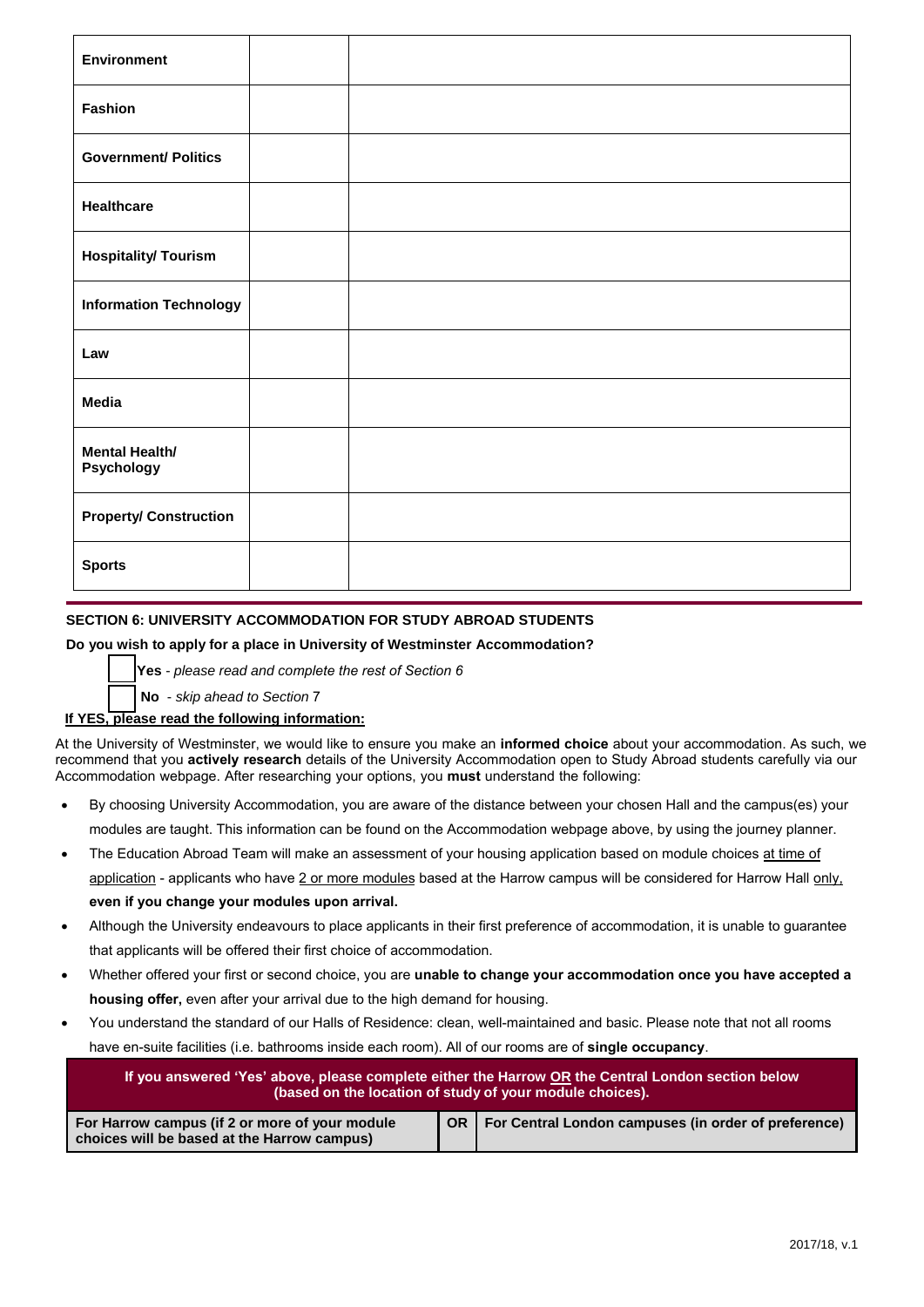| | | |
|---|---|---|
| **Environment** | | |
| **Fashion** | | |
| **Government/ Politics** | | |
| **Healthcare** | | |
| **Hospitality/ Tourism** | | |
| **Information Technology** | | |
| **Law** | | |
| **Media** | | |
| **Mental Health/ Psychology** | | |
| **Property/ Construction** | | |
| **Sports** | | |

## SECTION 6: UNIVERSITY ACCOMMODATION FOR STUDY ABROAD STUDENTS

**Do you wish to apply for a place in University of Westminster Accommodation?**

☐ **Yes** - *please read and complete the rest of Section 6*

☐ **No** - *skip ahead to Section 7*

**If YES, please read the following information:**

At the University of Westminster, we would like to ensure you make an **informed choice** about your accommodation. As such, we recommend that you **actively research** details of the University Accommodation open to Study Abroad students carefully via our Accommodation webpage. After researching your options, you **must** understand the following:

- By choosing University Accommodation, you are aware of the distance between your chosen Hall and the campus(es) your modules are taught. This information can be found on the Accommodation webpage above, by using the journey planner.
- The Education Abroad Team will make an assessment of your housing application based on module choices at time of application - applicants who have 2 or more modules based at the Harrow campus will be considered for Harrow Hall only, **even if you change your modules upon arrival.**
- Although the University endeavours to place applicants in their first preference of accommodation, it is unable to guarantee that applicants will be offered their first choice of accommodation.
- Whether offered your first or second choice, you are **unable to change your accommodation once you have accepted a housing offer,** even after your arrival due to the high demand for housing.
- You understand the standard of our Halls of Residence: clean, well-maintained and basic. Please note that not all rooms have en-suite facilities (i.e. bathrooms inside each room). All of our rooms are of **single occupancy**.

| **If you answered 'Yes' above, please complete either the Harrow OR the Central London section below (based on the location of study of your module choices).** | | |
|---|---|---|
| **For Harrow campus (if 2 or more of your module choices will be based at the Harrow campus)** | **OR** | **For Central London campuses (in order of preference)** |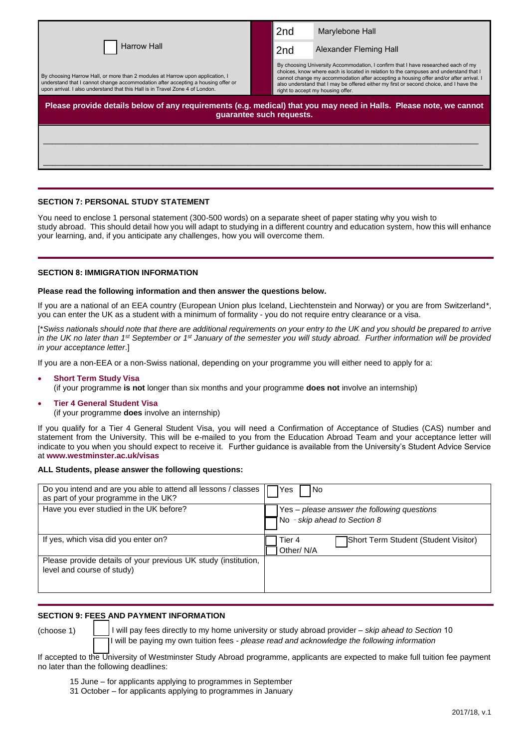| ☐ Harrow Hall | 2nd | Marylebone Hall |
|---|---|---|
| | 2nd | Alexander Fleming Hall |
| By choosing Harrow Hall, or more than 2 modules at Harrow upon application, I understand that I cannot change accommodation after accepting a housing offer or upon arrival. I also understand that this Hall is in Travel Zone 4 of London. | By choosing University Accommodation, I confirm that I have researched each of my choices, know where each is located in relation to the campuses and understand that I cannot change my accommodation after accepting a housing offer and/or after arrival. I also understand that I may be offered either my first or second choice, and I have the right to accept my housing offer. | |

**Please provide details below of any requirements (e.g. medical) that you may need in Halls. Please note, we cannot guarantee such requests.**

______________________________________________________________________________

______________________________________________________________________________

### SECTION 7: PERSONAL STUDY STATEMENT

You need to enclose 1 personal statement (300-500 words) on a separate sheet of paper stating why you wish to study abroad. This should detail how you will adapt to studying in a different country and education system, how this will enhance your learning, and, if you anticipate any challenges, how you will overcome them.

### SECTION 8: IMMIGRATION INFORMATION

**Please read the following information and then answer the questions below.**

If you are a national of an EEA country (European Union plus Iceland, Liechtenstein and Norway) or you are from Switzerland*, you can enter the UK as a student with a minimum of formality - you do not require entry clearance or a visa.

[*Swiss nationals should note that there are additional requirements on your entry to the UK and you should be prepared to arrive in the UK no later than 1st September or 1st January of the semester you will study abroad. Further information will be provided in your acceptance letter.]

If you are a non-EEA or a non-Swiss national, depending on your programme you will either need to apply for a:

- **Short Term Study Visa**
  (if your programme **is not** longer than six months and your programme **does not** involve an internship)
- **Tier 4 General Student Visa**
  (if your programme **does** involve an internship)

If you qualify for a Tier 4 General Student Visa, you will need a Confirmation of Acceptance of Studies (CAS) number and statement from the University. This will be e-mailed to you from the Education Abroad Team and your acceptance letter will indicate to you when you should expect to receive it. Further guidance is available from the University's Student Advice Service at **www.westminster.ac.uk/visas**

**ALL Students, please answer the following questions:**

| Question | Answer |
|---|---|
| Do you intend and are you able to attend all lessons / classes as part of your programme in the UK? | ☐ Yes ☐ No |
| Have you ever studied in the UK before? | ☐ Yes – *please answer the following questions*<br>☐ No - *skip ahead to Section 8* |
| If yes, which visa did you enter on? | ☐ Tier 4 ☐ Short Term Student (Student Visitor)<br>☐ Other/ N/A |
| Please provide details of your previous UK study (institution, level and course of study) | |

### SECTION 9: FEES AND PAYMENT INFORMATION

(choose 1)

☐ I will pay fees directly to my home university or study abroad provider – *skip ahead to Section* 10

☐ I will be paying my own tuition fees - *please read and acknowledge the following information*

If accepted to the University of Westminster Study Abroad programme, applicants are expected to make full tuition fee payment no later than the following deadlines:

15 June – for applicants applying to programmes in September
31 October – for applicants applying to programmes in January

2017/18, v.1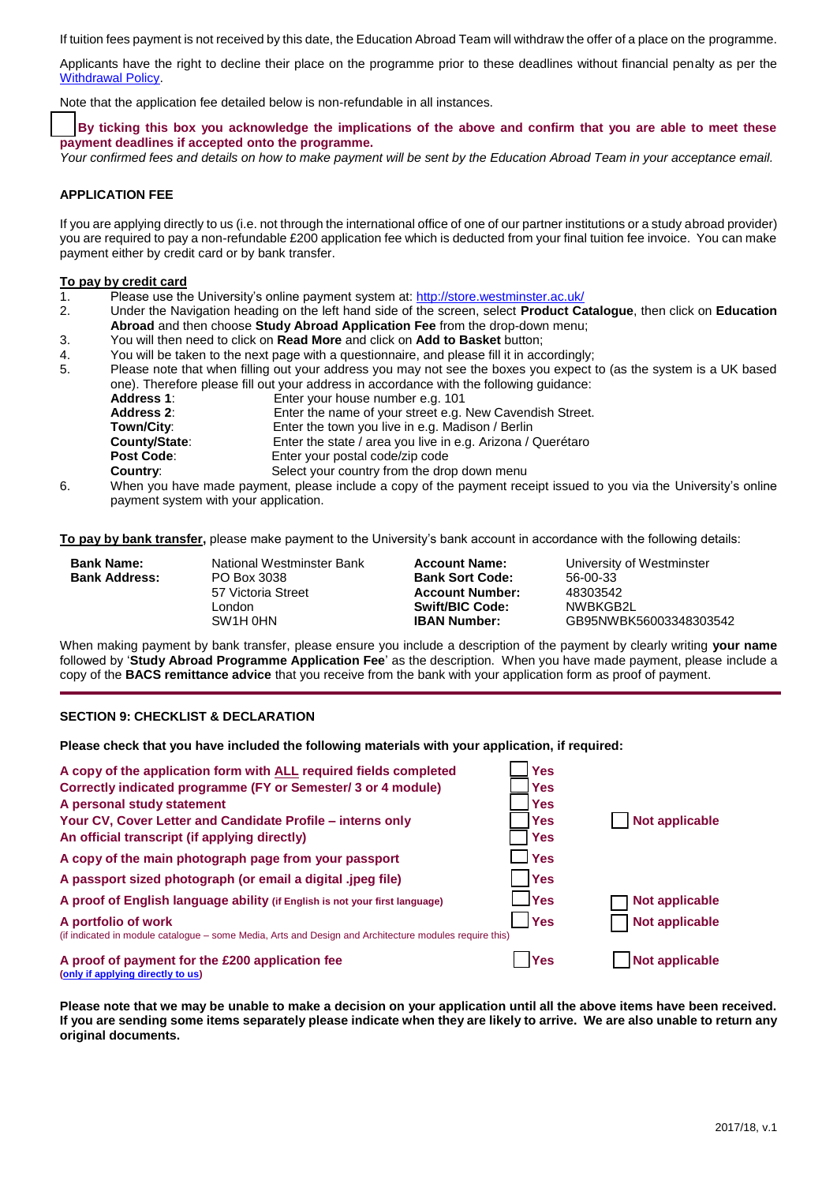If tuition fees payment is not received by this date, the Education Abroad Team will withdraw the offer of a place on the programme.

Applicants have the right to decline their place on the programme prior to these deadlines without financial penalty as per the [Withdrawal Policy](#).

Note that the application fee detailed below is non-refundable in all instances.

☐ **By ticking this box you acknowledge the implications of the above and confirm that you are able to meet these payment deadlines if accepted onto the programme.**

*Your confirmed fees and details on how to make payment will be sent by the Education Abroad Team in your acceptance email.*

### APPLICATION FEE

If you are applying directly to us (i.e. not through the international office of one of our partner institutions or a study abroad provider) you are required to pay a non-refundable £200 application fee which is deducted from your final tuition fee invoice. You can make payment either by credit card or by bank transfer.

**To pay by credit card**

1. Please use the University's online payment system at: http://store.westminster.ac.uk/
2. Under the Navigation heading on the left hand side of the screen, select **Product Catalogue**, then click on **Education Abroad** and then choose **Study Abroad Application Fee** from the drop-down menu;
3. You will then need to click on **Read More** and click on **Add to Basket** button;
4. You will be taken to the next page with a questionnaire, and please fill it in accordingly;
5. Please note that when filling out your address you may not see the boxes you expect to (as the system is a UK based one). Therefore please fill out your address in accordance with the following guidance:
   - **Address 1**: Enter your house number e.g. 101
   - **Address 2**: Enter the name of your street e.g. New Cavendish Street.
   - **Town/City**: Enter the town you live in e.g. Madison / Berlin
   - **County/State**: Enter the state / area you live in e.g. Arizona / Querétaro
   - **Post Code**: Enter your postal code/zip code
   - **Country**: Select your country from the drop down menu
6. When you have made payment, please include a copy of the payment receipt issued to you via the University's online payment system with your application.

**To pay by bank transfer,** please make payment to the University's bank account in accordance with the following details:

| | | | |
|---|---|---|---|
| **Bank Name:** | National Westminster Bank | **Account Name:** | University of Westminster |
| **Bank Address:** | PO Box 3038 | **Bank Sort Code:** | 56-00-33 |
| | 57 Victoria Street | **Account Number:** | 48303542 |
| | London | **Swift/BIC Code:** | NWBKGB2L |
| | SW1H 0HN | **IBAN Number:** | GB95NWBK56003348303542 |

When making payment by bank transfer, please ensure you include a description of the payment by clearly writing **your name** followed by '**Study Abroad Programme Application Fee**' as the description. When you have made payment, please include a copy of the **BACS remittance advice** that you receive from the bank with your application form as proof of payment.

---

### SECTION 9: CHECKLIST & DECLARATION

**Please check that you have included the following materials with your application, if required:**

| Item | | |
|---|---|---|
| **A copy of the application form with ALL required fields completed** | ☐ Yes | |
| **Correctly indicated programme (FY or Semester/ 3 or 4 module)** | ☐ Yes | |
| **A personal study statement** | ☐ Yes | |
| **Your CV, Cover Letter and Candidate Profile – interns only** | ☐ Yes | ☐ Not applicable |
| **An official transcript (if applying directly)** | ☐ Yes | |
| **A copy of the main photograph page from your passport** | ☐ Yes | |
| **A passport sized photograph (or email a digital .jpeg file)** | ☐ Yes | |
| **A proof of English language ability** (if English is not your first language) | ☐ Yes | ☐ Not applicable |
| **A portfolio of work** (if indicated in module catalogue – some Media, Arts and Design and Architecture modules require this) | ☐ Yes | ☐ Not applicable |
| **A proof of payment for the £200 application fee** (only if applying directly to us) | ☐ Yes | ☐ Not applicable |

**Please note that we may be unable to make a decision on your application until all the above items have been received. If you are sending some items separately please indicate when they are likely to arrive. We are also unable to return any original documents.**

2017/18, v.1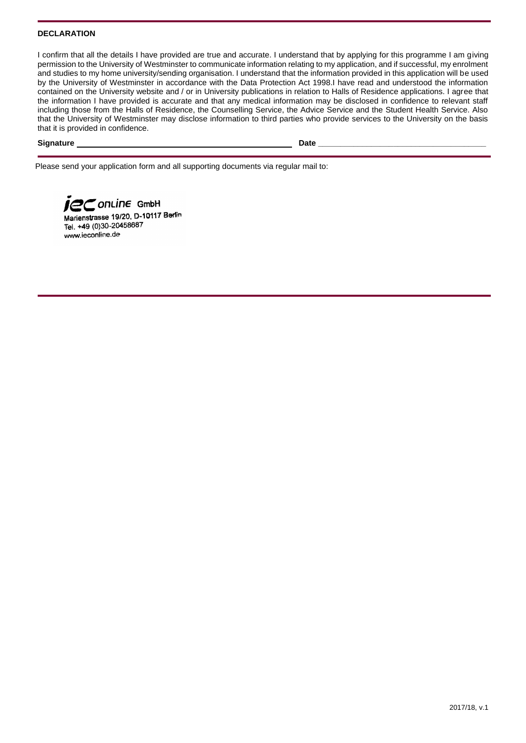**DECLARATION**

I confirm that all the details I have provided are true and accurate. I understand that by applying for this programme I am giving permission to the University of Westminster to communicate information relating to my application, and if successful, my enrolment and studies to my home university/sending organisation. I understand that the information provided in this application will be used by the University of Westminster in accordance with the Data Protection Act 1998.I have read and understood the information contained on the University website and / or in University publications in relation to Halls of Residence applications. I agree that the information I have provided is accurate and that any medical information may be disclosed in confidence to relevant staff including those from the Halls of Residence, the Counselling Service, the Advice Service and the Student Health Service. Also that the University of Westminster may disclose information to third parties who provide services to the University on the basis that it is provided in confidence.

**Signature** ______________________________ **Date** ______________________________

Please send your application form and all supporting documents via regular mail to:

iec online GmbH
Marienstrasse 19/20, D-10117 Berlin
Tel. +49 (0)30-20458687
www.ieconline.de

2017/18, v.1